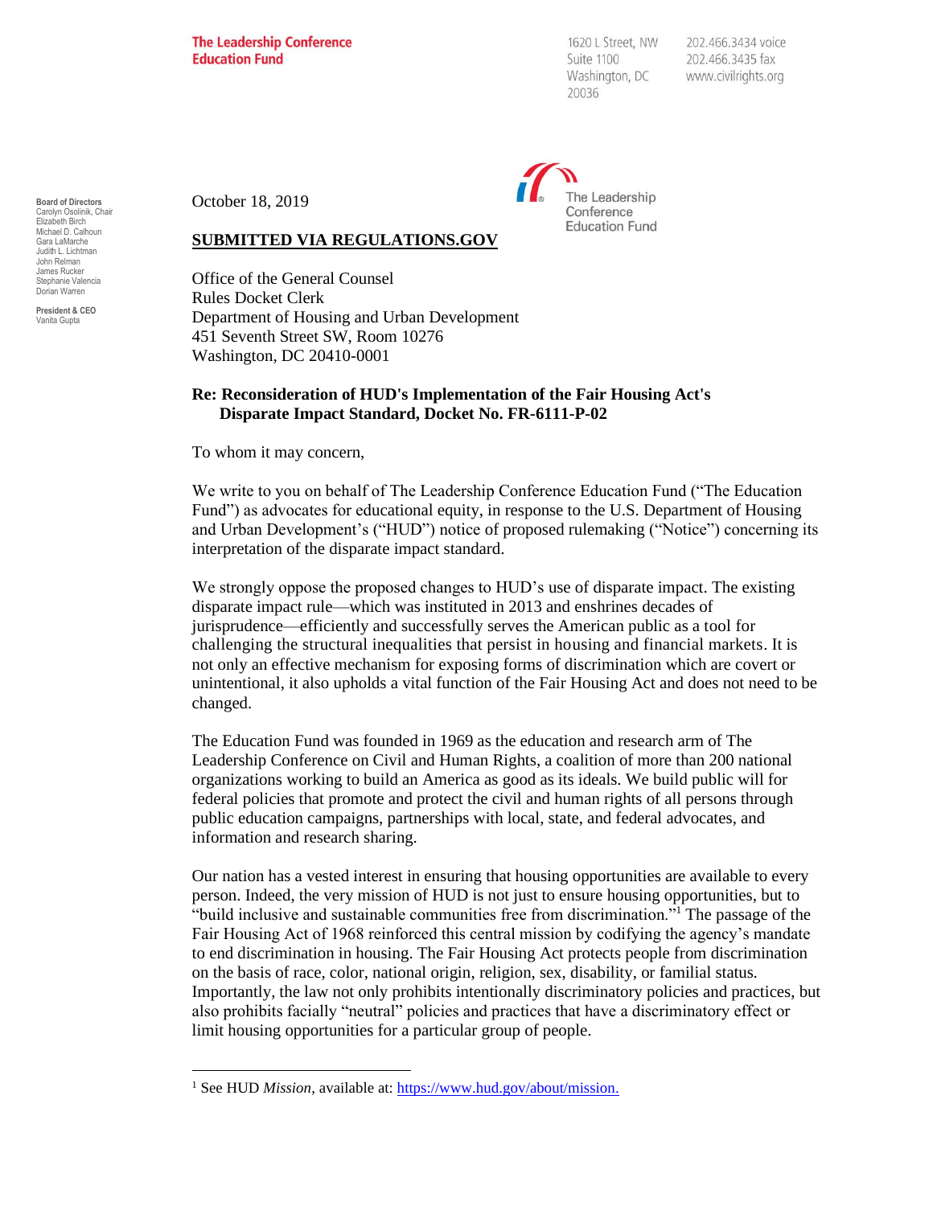The Leadership Conference Education Fund

1620 L Street, NW
Suite 1100
Washington, DC
20036

202.466.3434 voice
202.466.3435 fax
www.civilrights.org

**Board of Directors**
Carolyn Osolinik, Chair
Elizabeth Birch
Michael D. Calhoun
Gara LaMarche
Judith L. Lichtman
John Relman
James Rucker
Stephanie Valencia
Dorian Warren

**President & CEO**
Vanita Gupta

October 18, 2019

**SUBMITTED VIA REGULATIONS.GOV**

Office of the General Counsel
Rules Docket Clerk
Department of Housing and Urban Development
451 Seventh Street SW, Room 10276
Washington, DC 20410-0001

**Re: Reconsideration of HUD's Implementation of the Fair Housing Act's Disparate Impact Standard, Docket No. FR-6111-P-02**

To whom it may concern,

We write to you on behalf of The Leadership Conference Education Fund ("The Education Fund") as advocates for educational equity, in response to the U.S. Department of Housing and Urban Development's ("HUD") notice of proposed rulemaking ("Notice") concerning its interpretation of the disparate impact standard.

We strongly oppose the proposed changes to HUD's use of disparate impact. The existing disparate impact rule—which was instituted in 2013 and enshrines decades of jurisprudence—efficiently and successfully serves the American public as a tool for challenging the structural inequalities that persist in housing and financial markets. It is not only an effective mechanism for exposing forms of discrimination which are covert or unintentional, it also upholds a vital function of the Fair Housing Act and does not need to be changed.

The Education Fund was founded in 1969 as the education and research arm of The Leadership Conference on Civil and Human Rights, a coalition of more than 200 national organizations working to build an America as good as its ideals. We build public will for federal policies that promote and protect the civil and human rights of all persons through public education campaigns, partnerships with local, state, and federal advocates, and information and research sharing.

Our nation has a vested interest in ensuring that housing opportunities are available to every person. Indeed, the very mission of HUD is not just to ensure housing opportunities, but to "build inclusive and sustainable communities free from discrimination."[1] The passage of the Fair Housing Act of 1968 reinforced this central mission by codifying the agency's mandate to end discrimination in housing. The Fair Housing Act protects people from discrimination on the basis of race, color, national origin, religion, sex, disability, or familial status. Importantly, the law not only prohibits intentionally discriminatory policies and practices, but also prohibits facially "neutral" policies and practices that have a discriminatory effect or limit housing opportunities for a particular group of people.

[1] See HUD *Mission*, available at: https://www.hud.gov/about/mission.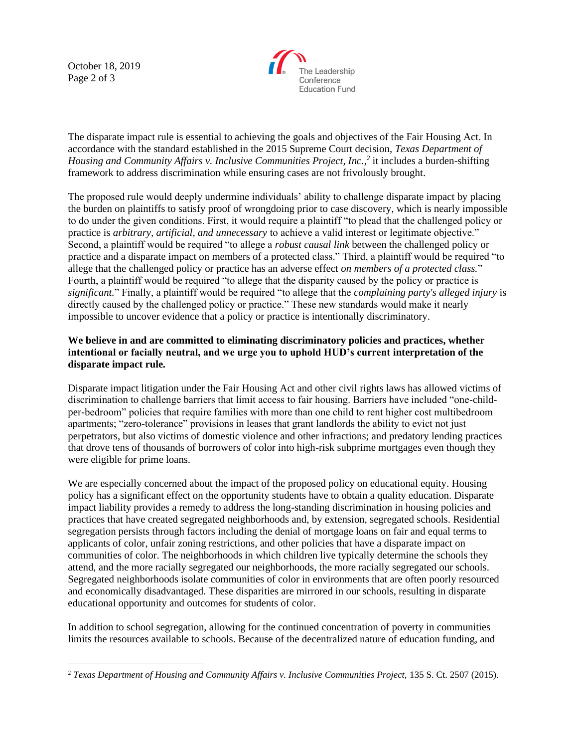The disparate impact rule is essential to achieving the goals and objectives of the Fair Housing Act. In accordance with the standard established in the 2015 Supreme Court decision, *Texas Department of Housing and Community Affairs v. Inclusive Communities Project, Inc.*,[2] it includes a burden-shifting framework to address discrimination while ensuring cases are not frivolously brought.

The proposed rule would deeply undermine individuals' ability to challenge disparate impact by placing the burden on plaintiffs to satisfy proof of wrongdoing prior to case discovery, which is nearly impossible to do under the given conditions. First, it would require a plaintiff "to plead that the challenged policy or practice is *arbitrary, artificial, and unnecessary* to achieve a valid interest or legitimate objective." Second, a plaintiff would be required "to allege a *robust causal link* between the challenged policy or practice and a disparate impact on members of a protected class." Third, a plaintiff would be required "to allege that the challenged policy or practice has an adverse effect *on members of a protected class.*" Fourth, a plaintiff would be required "to allege that the disparity caused by the policy or practice is *significant.*" Finally, a plaintiff would be required "to allege that the *complaining party's alleged injury* is directly caused by the challenged policy or practice." These new standards would make it nearly impossible to uncover evidence that a policy or practice is intentionally discriminatory.

**We believe in and are committed to eliminating discriminatory policies and practices, whether intentional or facially neutral, and we urge you to uphold HUD's current interpretation of the disparate impact rule.**

Disparate impact litigation under the Fair Housing Act and other civil rights laws has allowed victims of discrimination to challenge barriers that limit access to fair housing. Barriers have included "one-child-per-bedroom" policies that require families with more than one child to rent higher cost multibedroom apartments; "zero-tolerance" provisions in leases that grant landlords the ability to evict not just perpetrators, but also victims of domestic violence and other infractions; and predatory lending practices that drove tens of thousands of borrowers of color into high-risk subprime mortgages even though they were eligible for prime loans.

We are especially concerned about the impact of the proposed policy on educational equity. Housing policy has a significant effect on the opportunity students have to obtain a quality education. Disparate impact liability provides a remedy to address the long-standing discrimination in housing policies and practices that have created segregated neighborhoods and, by extension, segregated schools. Residential segregation persists through factors including the denial of mortgage loans on fair and equal terms to applicants of color, unfair zoning restrictions, and other policies that have a disparate impact on communities of color. The neighborhoods in which children live typically determine the schools they attend, and the more racially segregated our neighborhoods, the more racially segregated our schools. Segregated neighborhoods isolate communities of color in environments that are often poorly resourced and economically disadvantaged. These disparities are mirrored in our schools, resulting in disparate educational opportunity and outcomes for students of color.

In addition to school segregation, allowing for the continued concentration of poverty in communities limits the resources available to schools. Because of the decentralized nature of education funding, and

---

[2] *Texas Department of Housing and Community Affairs v. Inclusive Communities Project,* 135 S. Ct. 2507 (2015).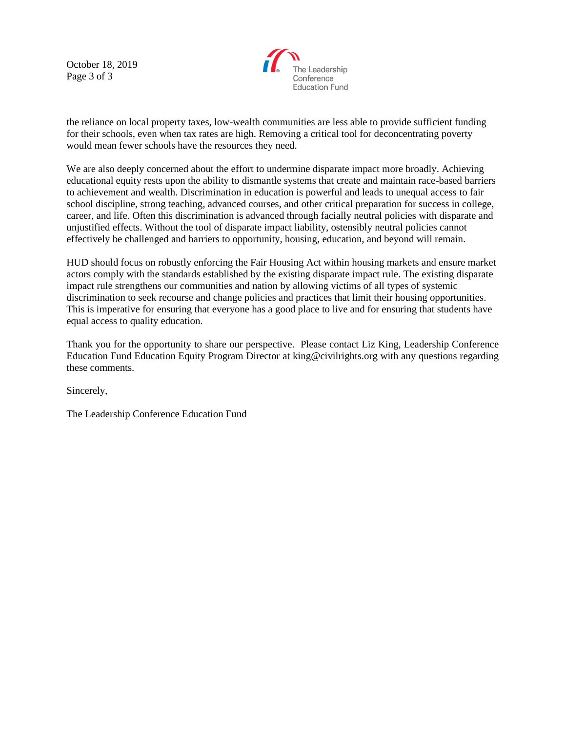the reliance on local property taxes, low-wealth communities are less able to provide sufficient funding for their schools, even when tax rates are high. Removing a critical tool for deconcentrating poverty would mean fewer schools have the resources they need.

We are also deeply concerned about the effort to undermine disparate impact more broadly. Achieving educational equity rests upon the ability to dismantle systems that create and maintain race-based barriers to achievement and wealth. Discrimination in education is powerful and leads to unequal access to fair school discipline, strong teaching, advanced courses, and other critical preparation for success in college, career, and life. Often this discrimination is advanced through facially neutral policies with disparate and unjustified effects. Without the tool of disparate impact liability, ostensibly neutral policies cannot effectively be challenged and barriers to opportunity, housing, education, and beyond will remain.

HUD should focus on robustly enforcing the Fair Housing Act within housing markets and ensure market actors comply with the standards established by the existing disparate impact rule. The existing disparate impact rule strengthens our communities and nation by allowing victims of all types of systemic discrimination to seek recourse and change policies and practices that limit their housing opportunities. This is imperative for ensuring that everyone has a good place to live and for ensuring that students have equal access to quality education.

Thank you for the opportunity to share our perspective. Please contact Liz King, Leadership Conference Education Fund Education Equity Program Director at king@civilrights.org with any questions regarding these comments.

Sincerely,

The Leadership Conference Education Fund